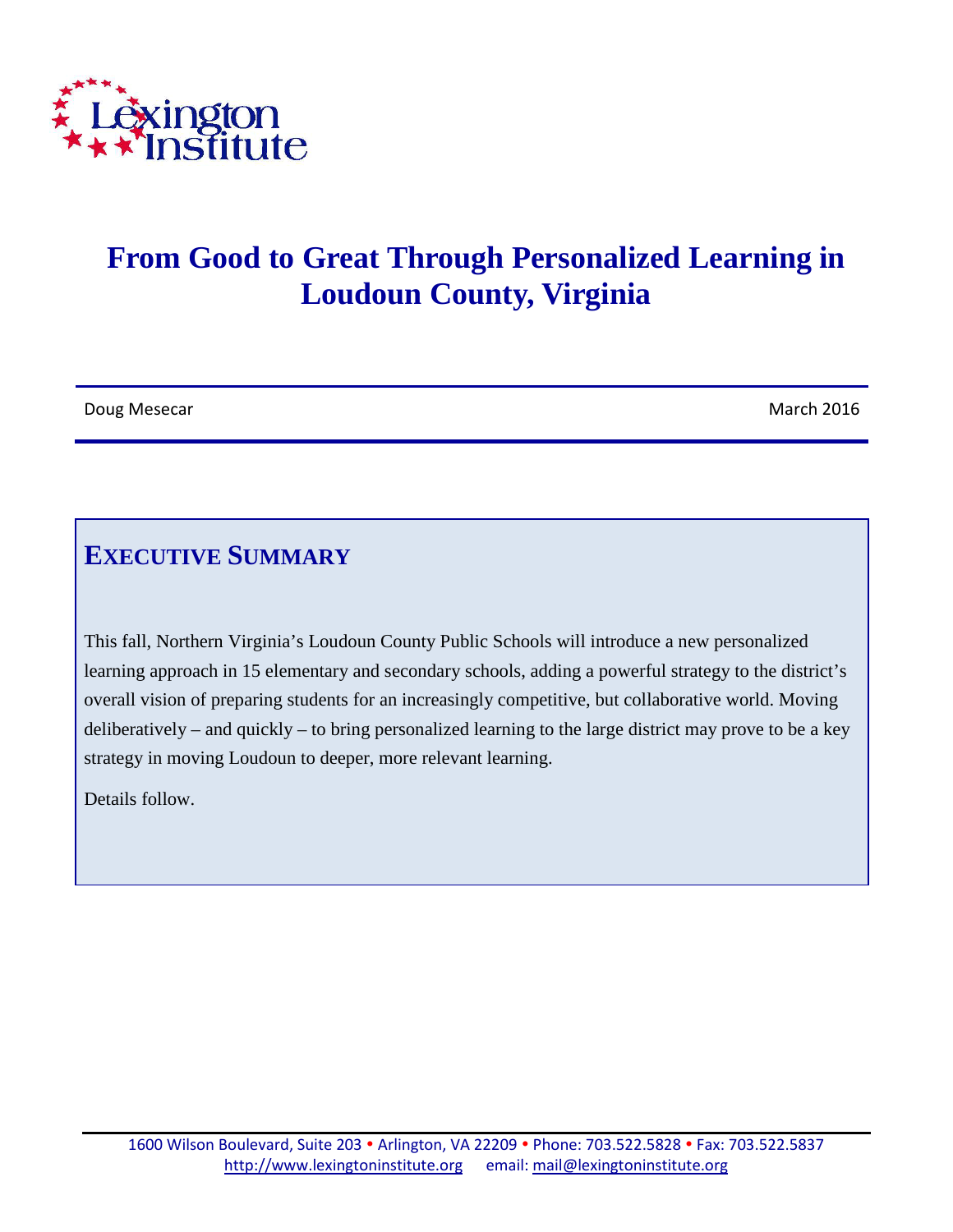Lexington Institute

# From Good to Great Through Personalized Learning in Loudoun County, Virginia

Doug Mesecar — March 2016

## Executive Summary

This fall, Northern Virginia's Loudoun County Public Schools will introduce a new personalized learning approach in 15 elementary and secondary schools, adding a powerful strategy to the district's overall vision of preparing students for an increasingly competitive, but collaborative world. Moving deliberatively – and quickly – to bring personalized learning to the large district may prove to be a key strategy in moving Loudoun to deeper, more relevant learning.

Details follow.

1600 Wilson Boulevard, Suite 203 • Arlington, VA 22209 • Phone: 703.522.5828 • Fax: 703.522.5837
http://www.lexingtoninstitute.org email: mail@lexingtoninstitute.org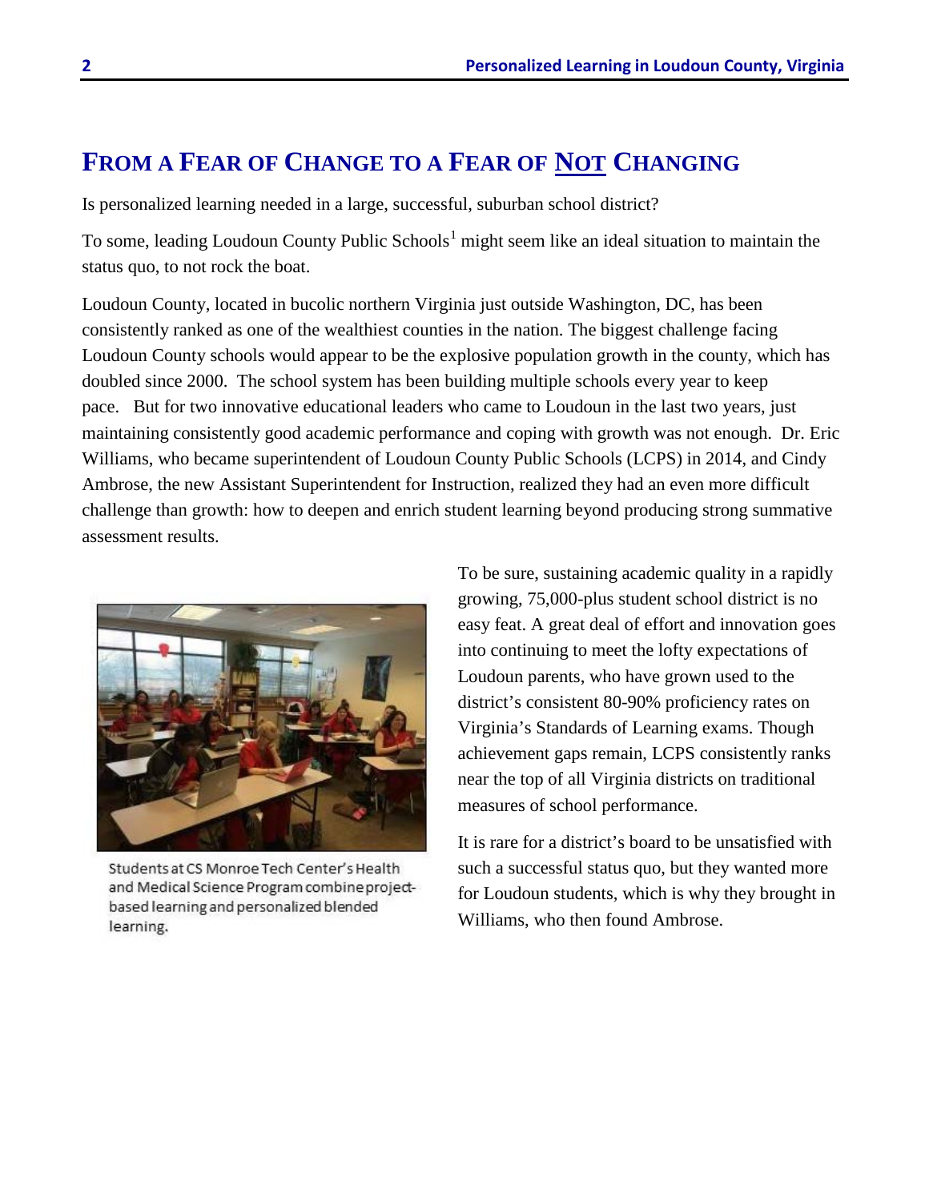## From a Fear of Change to a Fear of Not Changing

Is personalized learning needed in a large, successful, suburban school district?

To some, leading Loudoun County Public Schools[1] might seem like an ideal situation to maintain the status quo, to not rock the boat.

Loudoun County, located in bucolic northern Virginia just outside Washington, DC, has been consistently ranked as one of the wealthiest counties in the nation. The biggest challenge facing Loudoun County schools would appear to be the explosive population growth in the county, which has doubled since 2000. The school system has been building multiple schools every year to keep pace. But for two innovative educational leaders who came to Loudoun in the last two years, just maintaining consistently good academic performance and coping with growth was not enough. Dr. Eric Williams, who became superintendent of Loudoun County Public Schools (LCPS) in 2014, and Cindy Ambrose, the new Assistant Superintendent for Instruction, realized they had an even more difficult challenge than growth: how to deepen and enrich student learning beyond producing strong summative assessment results.

Students at CS Monroe Tech Center's Health and Medical Science Program combine project-based learning and personalized blended learning.

To be sure, sustaining academic quality in a rapidly growing, 75,000-plus student school district is no easy feat. A great deal of effort and innovation goes into continuing to meet the lofty expectations of Loudoun parents, who have grown used to the district's consistent 80-90% proficiency rates on Virginia's Standards of Learning exams. Though achievement gaps remain, LCPS consistently ranks near the top of all Virginia districts on traditional measures of school performance.

It is rare for a district's board to be unsatisfied with such a successful status quo, but they wanted more for Loudoun students, which is why they brought in Williams, who then found Ambrose.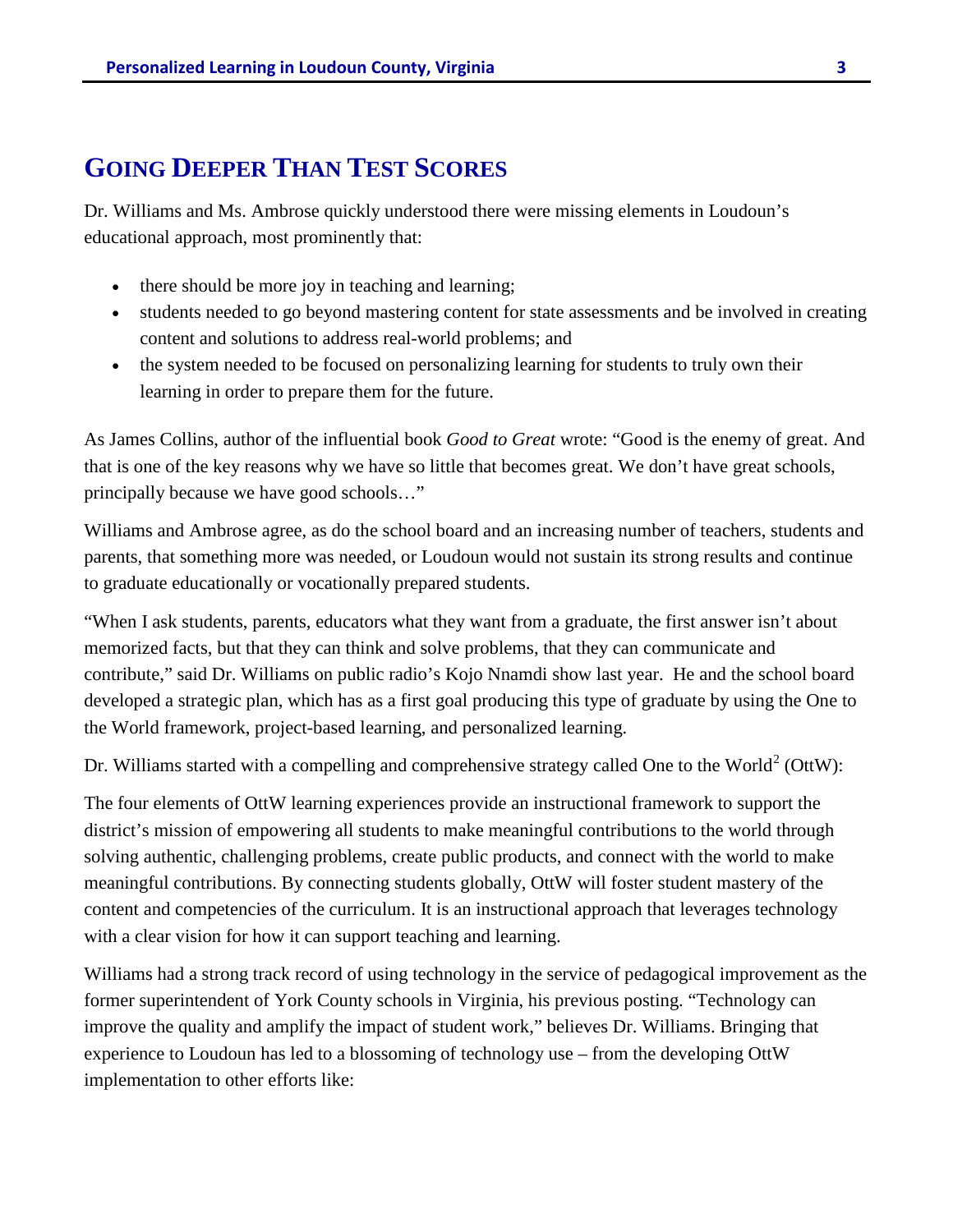## Going Deeper Than Test Scores

Dr. Williams and Ms. Ambrose quickly understood there were missing elements in Loudoun's educational approach, most prominently that:

- there should be more joy in teaching and learning;
- students needed to go beyond mastering content for state assessments and be involved in creating content and solutions to address real-world problems; and
- the system needed to be focused on personalizing learning for students to truly own their learning in order to prepare them for the future.

As James Collins, author of the influential book *Good to Great* wrote: "Good is the enemy of great. And that is one of the key reasons why we have so little that becomes great. We don't have great schools, principally because we have good schools…"

Williams and Ambrose agree, as do the school board and an increasing number of teachers, students and parents, that something more was needed, or Loudoun would not sustain its strong results and continue to graduate educationally or vocationally prepared students.

"When I ask students, parents, educators what they want from a graduate, the first answer isn't about memorized facts, but that they can think and solve problems, that they can communicate and contribute," said Dr. Williams on public radio's Kojo Nnamdi show last year. He and the school board developed a strategic plan, which has as a first goal producing this type of graduate by using the One to the World framework, project-based learning, and personalized learning.

Dr. Williams started with a compelling and comprehensive strategy called One to the World[2] (OttW):

The four elements of OttW learning experiences provide an instructional framework to support the district's mission of empowering all students to make meaningful contributions to the world through solving authentic, challenging problems, create public products, and connect with the world to make meaningful contributions. By connecting students globally, OttW will foster student mastery of the content and competencies of the curriculum. It is an instructional approach that leverages technology with a clear vision for how it can support teaching and learning.

Williams had a strong track record of using technology in the service of pedagogical improvement as the former superintendent of York County schools in Virginia, his previous posting. "Technology can improve the quality and amplify the impact of student work," believes Dr. Williams. Bringing that experience to Loudoun has led to a blossoming of technology use – from the developing OttW implementation to other efforts like: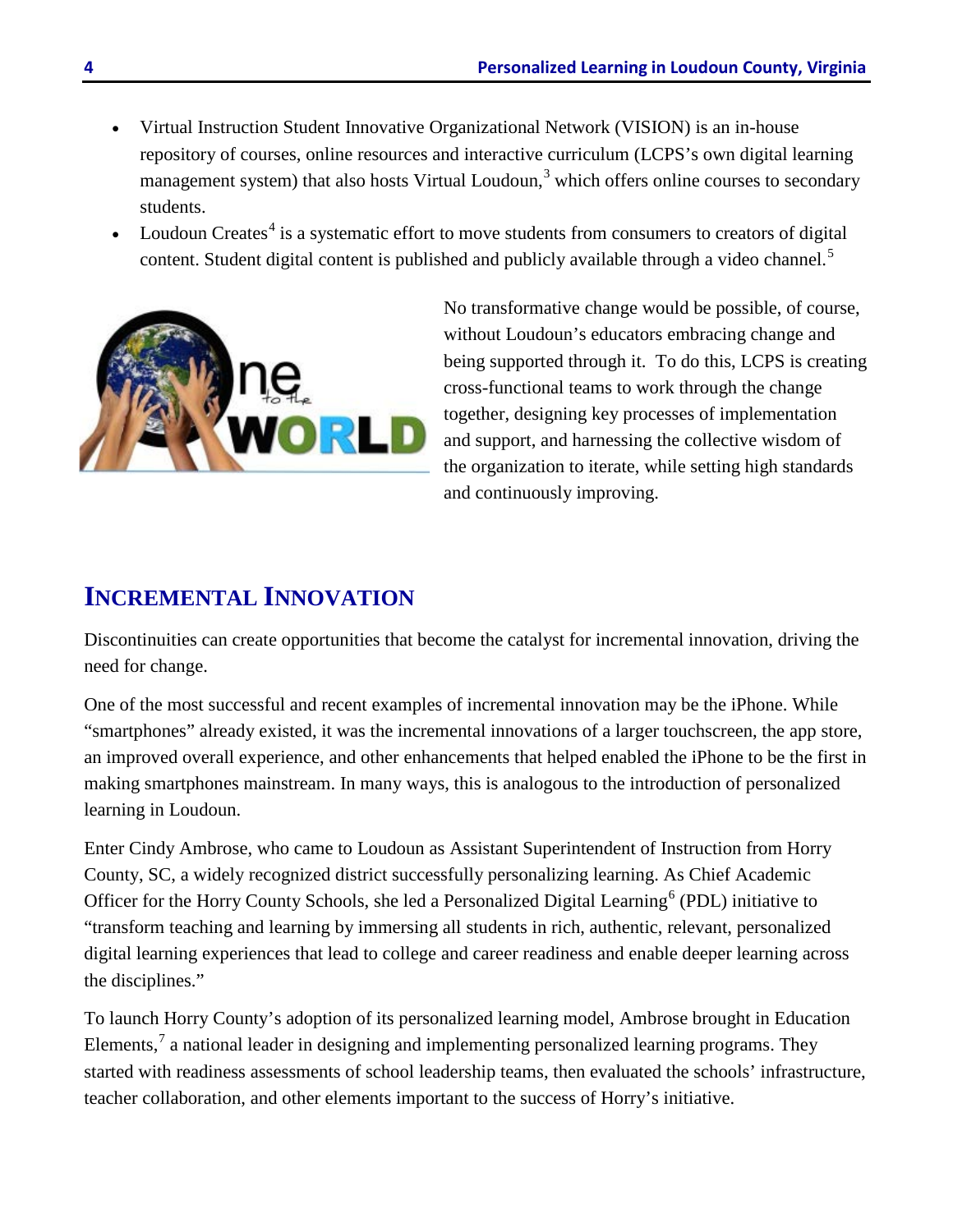- Virtual Instruction Student Innovative Organizational Network (VISION) is an in-house repository of courses, online resources and interactive curriculum (LCPS's own digital learning management system) that also hosts Virtual Loudoun,[3] which offers online courses to secondary students.
- Loudoun Creates[4] is a systematic effort to move students from consumers to creators of digital content. Student digital content is published and publicly available through a video channel.[5]

No transformative change would be possible, of course, without Loudoun's educators embracing change and being supported through it. To do this, LCPS is creating cross-functional teams to work through the change together, designing key processes of implementation and support, and harnessing the collective wisdom of the organization to iterate, while setting high standards and continuously improving.

## Incremental Innovation

Discontinuities can create opportunities that become the catalyst for incremental innovation, driving the need for change.

One of the most successful and recent examples of incremental innovation may be the iPhone. While "smartphones" already existed, it was the incremental innovations of a larger touchscreen, the app store, an improved overall experience, and other enhancements that helped enabled the iPhone to be the first in making smartphones mainstream. In many ways, this is analogous to the introduction of personalized learning in Loudoun.

Enter Cindy Ambrose, who came to Loudoun as Assistant Superintendent of Instruction from Horry County, SC, a widely recognized district successfully personalizing learning. As Chief Academic Officer for the Horry County Schools, she led a Personalized Digital Learning[6] (PDL) initiative to "transform teaching and learning by immersing all students in rich, authentic, relevant, personalized digital learning experiences that lead to college and career readiness and enable deeper learning across the disciplines."

To launch Horry County's adoption of its personalized learning model, Ambrose brought in Education Elements,[7] a national leader in designing and implementing personalized learning programs. They started with readiness assessments of school leadership teams, then evaluated the schools' infrastructure, teacher collaboration, and other elements important to the success of Horry's initiative.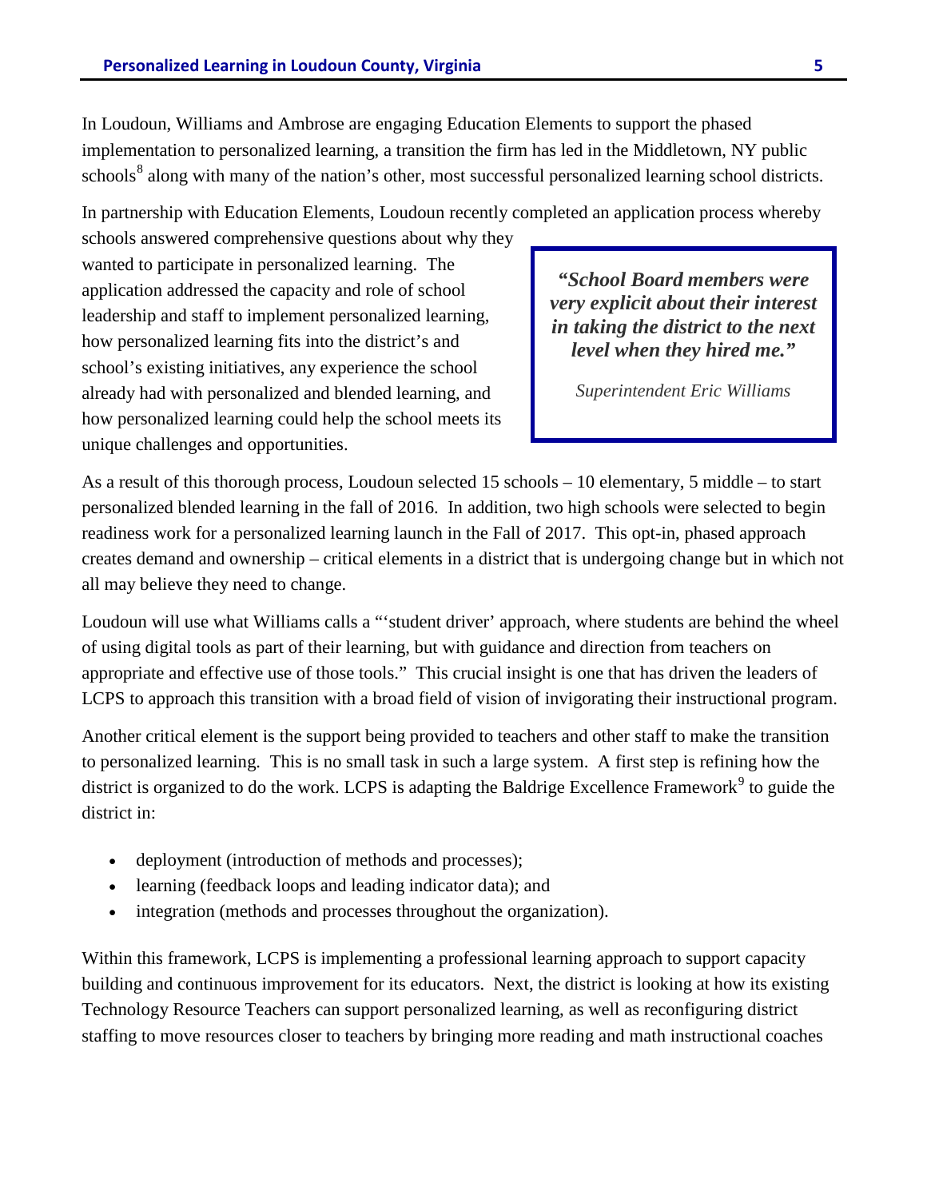In Loudoun, Williams and Ambrose are engaging Education Elements to support the phased implementation to personalized learning, a transition the firm has led in the Middletown, NY public schools[8] along with many of the nation's other, most successful personalized learning school districts.

In partnership with Education Elements, Loudoun recently completed an application process whereby schools answered comprehensive questions about why they wanted to participate in personalized learning. The application addressed the capacity and role of school leadership and staff to implement personalized learning, how personalized learning fits into the district's and school's existing initiatives, any experience the school already had with personalized and blended learning, and how personalized learning could help the school meets its unique challenges and opportunities.

> ***"School Board members were very explicit about their interest in taking the district to the next level when they hired me."***
>
> *Superintendent Eric Williams*

As a result of this thorough process, Loudoun selected 15 schools – 10 elementary, 5 middle – to start personalized blended learning in the fall of 2016. In addition, two high schools were selected to begin readiness work for a personalized learning launch in the Fall of 2017. This opt-in, phased approach creates demand and ownership – critical elements in a district that is undergoing change but in which not all may believe they need to change.

Loudoun will use what Williams calls a "'student driver' approach, where students are behind the wheel of using digital tools as part of their learning, but with guidance and direction from teachers on appropriate and effective use of those tools." This crucial insight is one that has driven the leaders of LCPS to approach this transition with a broad field of vision of invigorating their instructional program.

Another critical element is the support being provided to teachers and other staff to make the transition to personalized learning. This is no small task in such a large system. A first step is refining how the district is organized to do the work. LCPS is adapting the Baldrige Excellence Framework[9] to guide the district in:

- deployment (introduction of methods and processes);
- learning (feedback loops and leading indicator data); and
- integration (methods and processes throughout the organization).

Within this framework, LCPS is implementing a professional learning approach to support capacity building and continuous improvement for its educators. Next, the district is looking at how its existing Technology Resource Teachers can support personalized learning, as well as reconfiguring district staffing to move resources closer to teachers by bringing more reading and math instructional coaches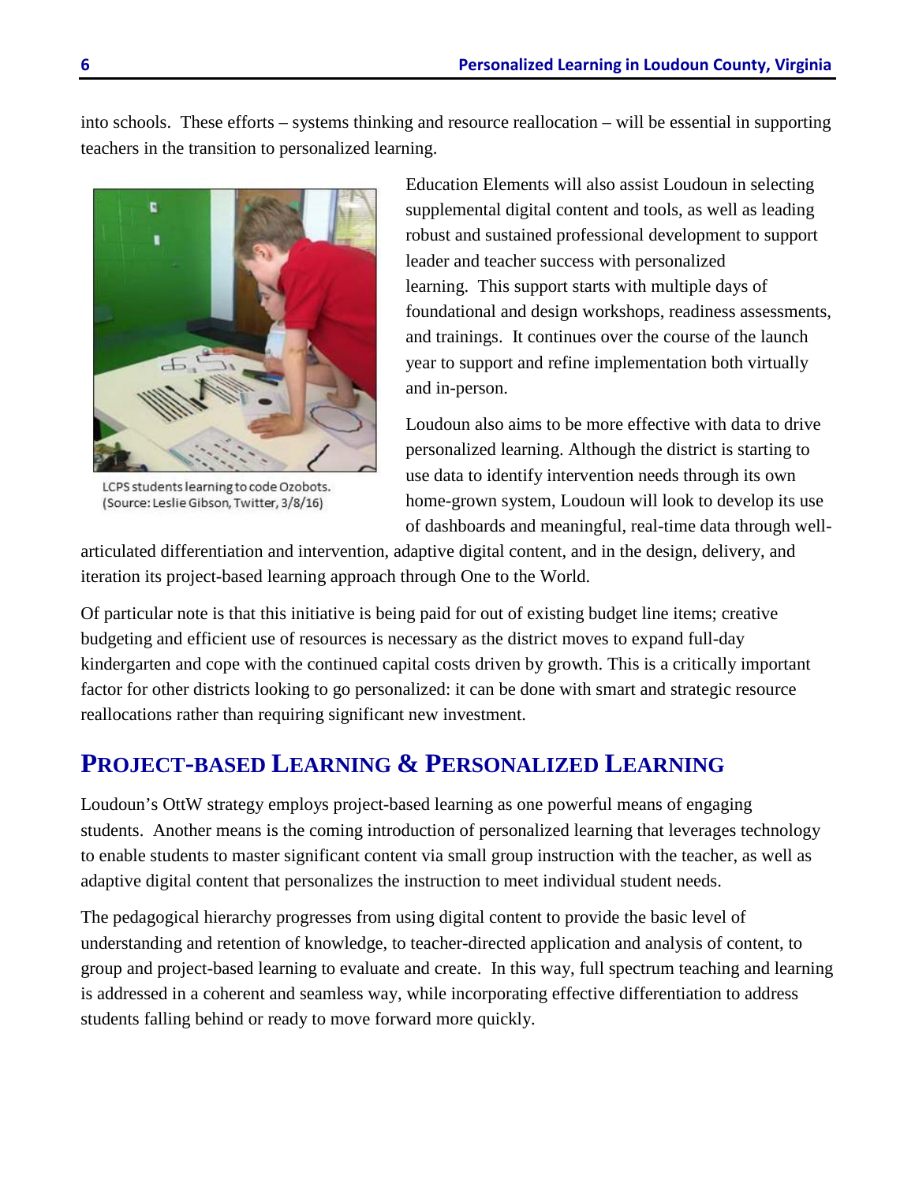into schools. These efforts – systems thinking and resource reallocation – will be essential in supporting teachers in the transition to personalized learning.

LCPS students learning to code Ozobots. (Source: Leslie Gibson, Twitter, 3/8/16)

Education Elements will also assist Loudoun in selecting supplemental digital content and tools, as well as leading robust and sustained professional development to support leader and teacher success with personalized learning. This support starts with multiple days of foundational and design workshops, readiness assessments, and trainings. It continues over the course of the launch year to support and refine implementation both virtually and in-person.

Loudoun also aims to be more effective with data to drive personalized learning. Although the district is starting to use data to identify intervention needs through its own home-grown system, Loudoun will look to develop its use of dashboards and meaningful, real-time data through well-articulated differentiation and intervention, adaptive digital content, and in the design, delivery, and iteration its project-based learning approach through One to the World.

Of particular note is that this initiative is being paid for out of existing budget line items; creative budgeting and efficient use of resources is necessary as the district moves to expand full-day kindergarten and cope with the continued capital costs driven by growth. This is a critically important factor for other districts looking to go personalized: it can be done with smart and strategic resource reallocations rather than requiring significant new investment.

## Project-Based Learning & Personalized Learning

Loudoun's OttW strategy employs project-based learning as one powerful means of engaging students. Another means is the coming introduction of personalized learning that leverages technology to enable students to master significant content via small group instruction with the teacher, as well as adaptive digital content that personalizes the instruction to meet individual student needs.

The pedagogical hierarchy progresses from using digital content to provide the basic level of understanding and retention of knowledge, to teacher-directed application and analysis of content, to group and project-based learning to evaluate and create. In this way, full spectrum teaching and learning is addressed in a coherent and seamless way, while incorporating effective differentiation to address students falling behind or ready to move forward more quickly.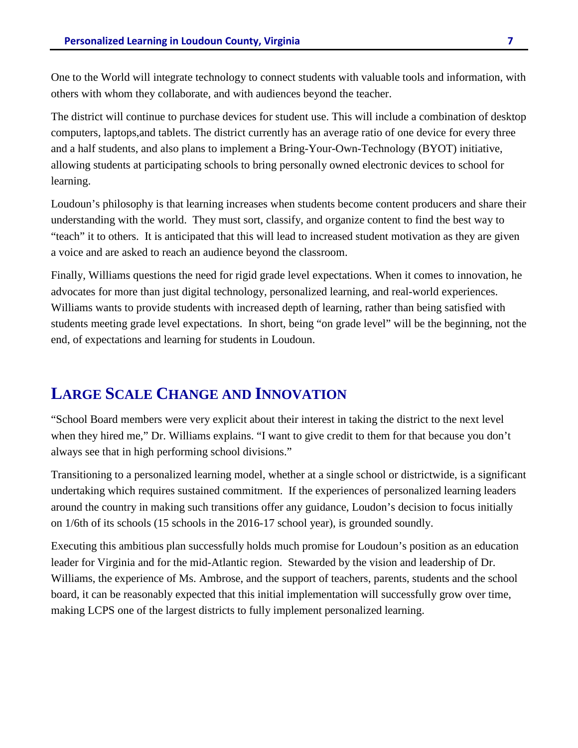One to the World will integrate technology to connect students with valuable tools and information, with others with whom they collaborate, and with audiences beyond the teacher.

The district will continue to purchase devices for student use. This will include a combination of desktop computers, laptops,and tablets. The district currently has an average ratio of one device for every three and a half students, and also plans to implement a Bring-Your-Own-Technology (BYOT) initiative, allowing students at participating schools to bring personally owned electronic devices to school for learning.

Loudoun's philosophy is that learning increases when students become content producers and share their understanding with the world. They must sort, classify, and organize content to find the best way to "teach" it to others. It is anticipated that this will lead to increased student motivation as they are given a voice and are asked to reach an audience beyond the classroom.

Finally, Williams questions the need for rigid grade level expectations. When it comes to innovation, he advocates for more than just digital technology, personalized learning, and real-world experiences. Williams wants to provide students with increased depth of learning, rather than being satisfied with students meeting grade level expectations. In short, being "on grade level" will be the beginning, not the end, of expectations and learning for students in Loudoun.

## Large Scale Change and Innovation

"School Board members were very explicit about their interest in taking the district to the next level when they hired me," Dr. Williams explains. "I want to give credit to them for that because you don't always see that in high performing school divisions."

Transitioning to a personalized learning model, whether at a single school or districtwide, is a significant undertaking which requires sustained commitment. If the experiences of personalized learning leaders around the country in making such transitions offer any guidance, Loudon's decision to focus initially on 1/6th of its schools (15 schools in the 2016-17 school year), is grounded soundly.

Executing this ambitious plan successfully holds much promise for Loudoun's position as an education leader for Virginia and for the mid-Atlantic region. Stewarded by the vision and leadership of Dr. Williams, the experience of Ms. Ambrose, and the support of teachers, parents, students and the school board, it can be reasonably expected that this initial implementation will successfully grow over time, making LCPS one of the largest districts to fully implement personalized learning.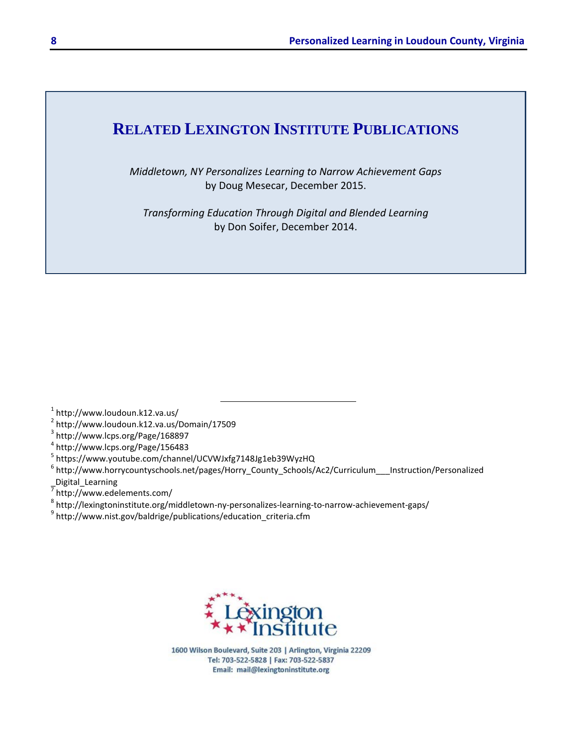## Related Lexington Institute Publications

*Middletown, NY Personalizes Learning to Narrow Achievement Gaps*
by Doug Mesecar, December 2015.

*Transforming Education Through Digital and Blended Learning*
by Don Soifer, December 2014.

---

[1] http://www.loudoun.k12.va.us/
[2] http://www.loudoun.k12.va.us/Domain/17509
[3] http://www.lcps.org/Page/168897
[4] http://www.lcps.org/Page/156483
[5] https://www.youtube.com/channel/UCVWJxfg7148Jg1eb39WyzHQ
[6] http://www.horrycountyschools.net/pages/Horry_County_Schools/Ac2/Curriculum___Instruction/Personalized_Digital_Learning
[7] http://www.edelements.com/
[8] http://lexingtoninstitute.org/middletown-ny-personalizes-learning-to-narrow-achievement-gaps/
[9] http://www.nist.gov/baldrige/publications/education_criteria.cfm

Lexington Institute

1600 Wilson Boulevard, Suite 203 | Arlington, Virginia 22209
Tel: 703-522-5828 | Fax: 703-522-5837
Email: mail@lexingtoninstitute.org